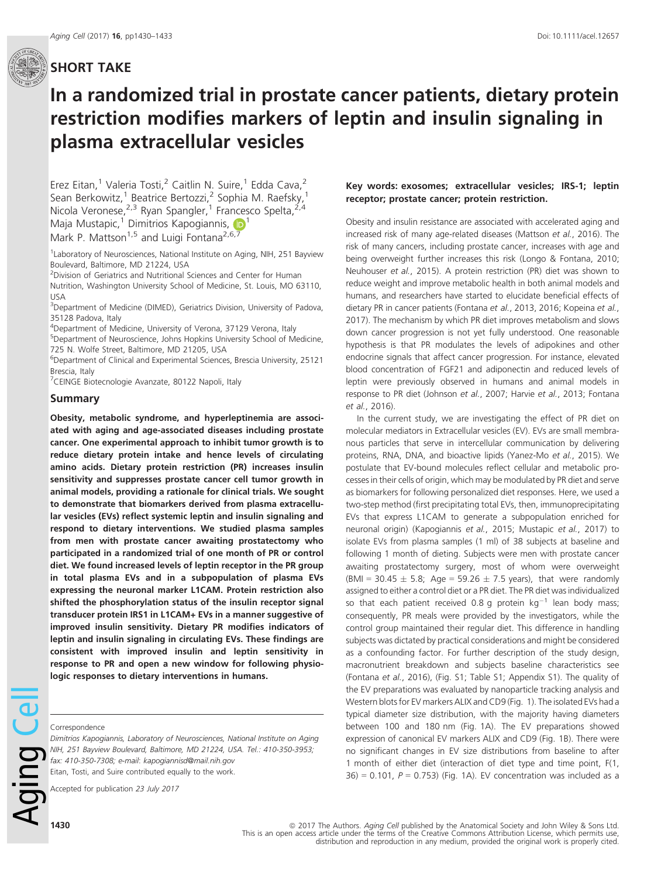## SHORT TAKE

# In a randomized trial in prostate cancer patients, dietary protein restriction modifies markers of leptin and insulin signaling in plasma extracellular vesicles

Erez Eitan,[1] Valeria Tosti,[2] Caitlin N. Suire,[1] Edda Cava,[2] Sean Berkowitz,[1] Beatrice Bertozzi,[2] Sophia M. Raefsky,[1] Nicola Veronese,[2,3] Ryan Spangler,[1] Francesco Spelta,[2,4] Maja Mustapic,[1] Dimitrios Kapogiannis,[1] Mark P. Mattson[1,5] and Luigi Fontana[2,6,7]

[1]Laboratory of Neurosciences, National Institute on Aging, NIH, 251 Bayview Boulevard, Baltimore, MD 21224, USA
[2]Division of Geriatrics and Nutritional Sciences and Center for Human Nutrition, Washington University School of Medicine, St. Louis, MO 63110, USA
[3]Department of Medicine (DIMED), Geriatrics Division, University of Padova, 35128 Padova, Italy
[4]Department of Medicine, University of Verona, 37129 Verona, Italy
[5]Department of Neuroscience, Johns Hopkins University School of Medicine, 725 N. Wolfe Street, Baltimore, MD 21205, USA
[6]Department of Clinical and Experimental Sciences, Brescia University, 25121 Brescia, Italy
[7]CEINGE Biotecnologie Avanzate, 80122 Napoli, Italy

## Summary

**Obesity, metabolic syndrome, and hyperleptinemia are associated with aging and age-associated diseases including prostate cancer. One experimental approach to inhibit tumor growth is to reduce dietary protein intake and hence levels of circulating amino acids. Dietary protein restriction (PR) increases insulin sensitivity and suppresses prostate cancer cell tumor growth in animal models, providing a rationale for clinical trials. We sought to demonstrate that biomarkers derived from plasma extracellular vesicles (EVs) reflect systemic leptin and insulin signaling and respond to dietary interventions. We studied plasma samples from men with prostate cancer awaiting prostatectomy who participated in a randomized trial of one month of PR or control diet. We found increased levels of leptin receptor in the PR group in total plasma EVs and in a subpopulation of plasma EVs expressing the neuronal marker L1CAM. Protein restriction also shifted the phosphorylation status of the insulin receptor signal transducer protein IRS1 in L1CAM+ EVs in a manner suggestive of improved insulin sensitivity. Dietary PR modifies indicators of leptin and insulin signaling in circulating EVs. These findings are consistent with improved insulin and leptin sensitivity in response to PR and open a new window for following physiologic responses to dietary interventions in humans.**

Correspondence

*Dimitrios Kapogiannis, Laboratory of Neurosciences, National Institute on Aging NIH, 251 Bayview Boulevard, Baltimore, MD 21224, USA. Tel.: 410-350-3953; fax: 410-350-7308; e-mail: kapogiannisd@mail.nih.gov*
Eitan, Tosti, and Suire contributed equally to the work.

Accepted for publication 23 July 2017

**Key words: exosomes; extracellular vesicles; IRS-1; leptin receptor; prostate cancer; protein restriction.**

Obesity and insulin resistance are associated with accelerated aging and increased risk of many age-related diseases (Mattson *et al.*, 2016). The risk of many cancers, including prostate cancer, increases with age and being overweight further increases this risk (Longo & Fontana, 2010; Neuhouser *et al.*, 2015). A protein restriction (PR) diet was shown to reduce weight and improve metabolic health in both animal models and humans, and researchers have started to elucidate beneficial effects of dietary PR in cancer patients (Fontana *et al.*, 2013, 2016; Kopeina *et al.*, 2017). The mechanism by which PR diet improves metabolism and slows down cancer progression is not yet fully understood. One reasonable hypothesis is that PR modulates the levels of adipokines and other endocrine signals that affect cancer progression. For instance, elevated blood concentration of FGF21 and adiponectin and reduced levels of leptin were previously observed in humans and animal models in response to PR diet (Johnson *et al.*, 2007; Harvie *et al.*, 2013; Fontana *et al.*, 2016).

In the current study, we are investigating the effect of PR diet on molecular mediators in Extracellular vesicles (EV). EVs are small membranous particles that serve in intercellular communication by delivering proteins, RNA, DNA, and bioactive lipids (Yanez-Mo *et al.*, 2015). We postulate that EV-bound molecules reflect cellular and metabolic processes in their cells of origin, which may be modulated by PR diet and serve as biomarkers for following personalized diet responses. Here, we used a two-step method (first precipitating total EVs, then, immunoprecipitating EVs that express L1CAM to generate a subpopulation enriched for neuronal origin) (Kapogiannis *et al.*, 2015; Mustapic *et al.*, 2017) to isolate EVs from plasma samples (1 ml) of 38 subjects at baseline and following 1 month of dieting. Subjects were men with prostate cancer awaiting prostatectomy surgery, most of whom were overweight (BMI = 30.45 ± 5.8; Age = 59.26 ± 7.5 years), that were randomly assigned to either a control diet or a PR diet. The PR diet was individualized so that each patient received 0.8 g protein $kg^{-1}$ lean body mass; consequently, PR meals were provided by the investigators, while the control group maintained their regular diet. This difference in handling subjects was dictated by practical considerations and might be considered as a confounding factor. For further description of the study design, macronutrient breakdown and subjects baseline characteristics see (Fontana *et al.*, 2016), (Fig. S1; Table S1; Appendix S1). The quality of the EV preparations was evaluated by nanoparticle tracking analysis and Western blots for EV markers ALIX and CD9 (Fig. 1). The isolated EVs had a typical diameter size distribution, with the majority having diameters between 100 and 180 nm (Fig. 1A). The EV preparations showed expression of canonical EV markers ALIX and CD9 (Fig. 1B). There were no significant changes in EV size distributions from baseline to after 1 month of either diet (interaction of diet type and time point, $F(1, 36) = 0.101$, $P = 0.753$) (Fig. 1A). EV concentration was included as a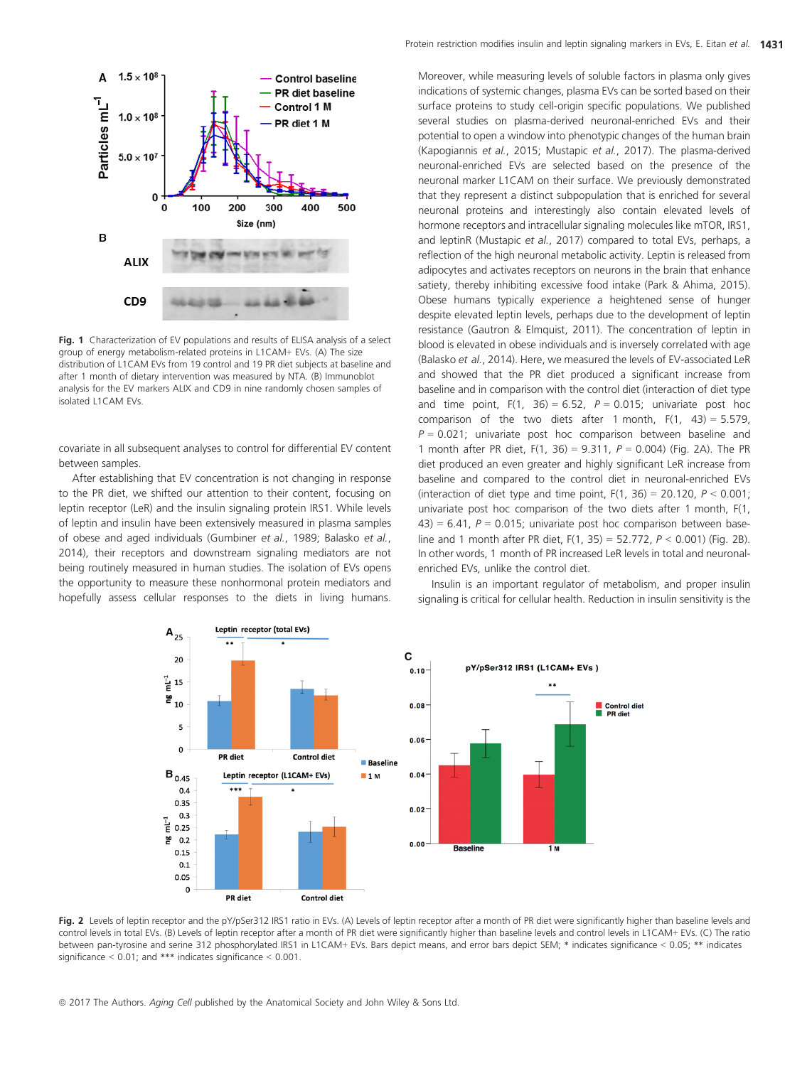**Fig. 1** Characterization of EV populations and results of ELISA analysis of a select group of energy metabolism-related proteins in L1CAM+ EVs. (A) The size distribution of L1CAM EVs from 19 control and 19 PR diet subjects at baseline and after 1 month of dietary intervention was measured by NTA. (B) Immunoblot analysis for the EV markers ALIX and CD9 in nine randomly chosen samples of isolated L1CAM EVs.

covariate in all subsequent analyses to control for differential EV content between samples.

After establishing that EV concentration is not changing in response to the PR diet, we shifted our attention to their content, focusing on leptin receptor (LeR) and the insulin signaling protein IRS1. While levels of leptin and insulin have been extensively measured in plasma samples of obese and aged individuals (Gumbiner *et al.*, 1989; Balasko *et al.*, 2014), their receptors and downstream signaling mediators are not being routinely measured in human studies. The isolation of EVs opens the opportunity to measure these nonhormonal protein mediators and hopefully assess cellular responses to the diets in living humans. Moreover, while measuring levels of soluble factors in plasma only gives indications of systemic changes, plasma EVs can be sorted based on their surface proteins to study cell-origin specific populations. We published several studies on plasma-derived neuronal-enriched EVs and their potential to open a window into phenotypic changes of the human brain (Kapogiannis *et al.*, 2015; Mustapic *et al.*, 2017). The plasma-derived neuronal-enriched EVs are selected based on the presence of the neuronal marker L1CAM on their surface. We previously demonstrated that they represent a distinct subpopulation that is enriched for several neuronal proteins and interestingly also contain elevated levels of hormone receptors and intracellular signaling molecules like mTOR, IRS1, and leptinR (Mustapic *et al.*, 2017) compared to total EVs, perhaps, a reflection of the high neuronal metabolic activity. Leptin is released from adipocytes and activates receptors on neurons in the brain that enhance satiety, thereby inhibiting excessive food intake (Park & Ahima, 2015). Obese humans typically experience a heightened sense of hunger despite elevated leptin levels, perhaps due to the development of leptin resistance (Gautron & Elmquist, 2011). The concentration of leptin in blood is elevated in obese individuals and is inversely correlated with age (Balasko *et al.*, 2014). Here, we measured the levels of EV-associated LeR and showed that the PR diet produced a significant increase from baseline and in comparison with the control diet (interaction of diet type and time point, $F(1,\ 36) = 6.52$, $P = 0.015$; univariate post hoc comparison of the two diets after 1 month, $F(1,\ 43) = 5.579$, $P = 0.021$; univariate post hoc comparison between baseline and 1 month after PR diet, $F(1,\ 36) = 9.311$, $P = 0.004$) (Fig. 2A). The PR diet produced an even greater and highly significant LeR increase from baseline and compared to the control in neuronal-enriched EVs (interaction of diet type and time point, $F(1,\ 36) = 20.120$, $P < 0.001$; univariate post hoc comparison of the two diets after 1 month, $F(1,\ 43) = 6.41$, $P = 0.015$; univariate post hoc comparison between baseline and 1 month after PR diet, $F(1,\ 35) = 52.772$, $P < 0.001$) (Fig. 2B). In other words, 1 month of PR increased LeR levels in total and neuronal-enriched EVs, unlike the control diet.

Insulin is an important regulator of metabolism, and proper insulin signaling is critical for cellular health. Reduction in insulin sensitivity is the

**Fig. 2** Levels of leptin receptor and the pY/pSer312 IRS1 ratio in EVs. (A) Levels of leptin receptor after a month of PR diet were significantly higher than baseline levels and control levels in total EVs. (B) Levels of leptin receptor after a month of PR diet were significantly higher than baseline levels and control levels in L1CAM+ EVs. (C) The ratio between pan-tyrosine and serine 312 phosphorylated IRS1 in L1CAM+ EVs. Bars depict means, and error bars depict SEM; * indicates significance < 0.05; ** indicates significance < 0.01; and *** indicates significance < 0.001.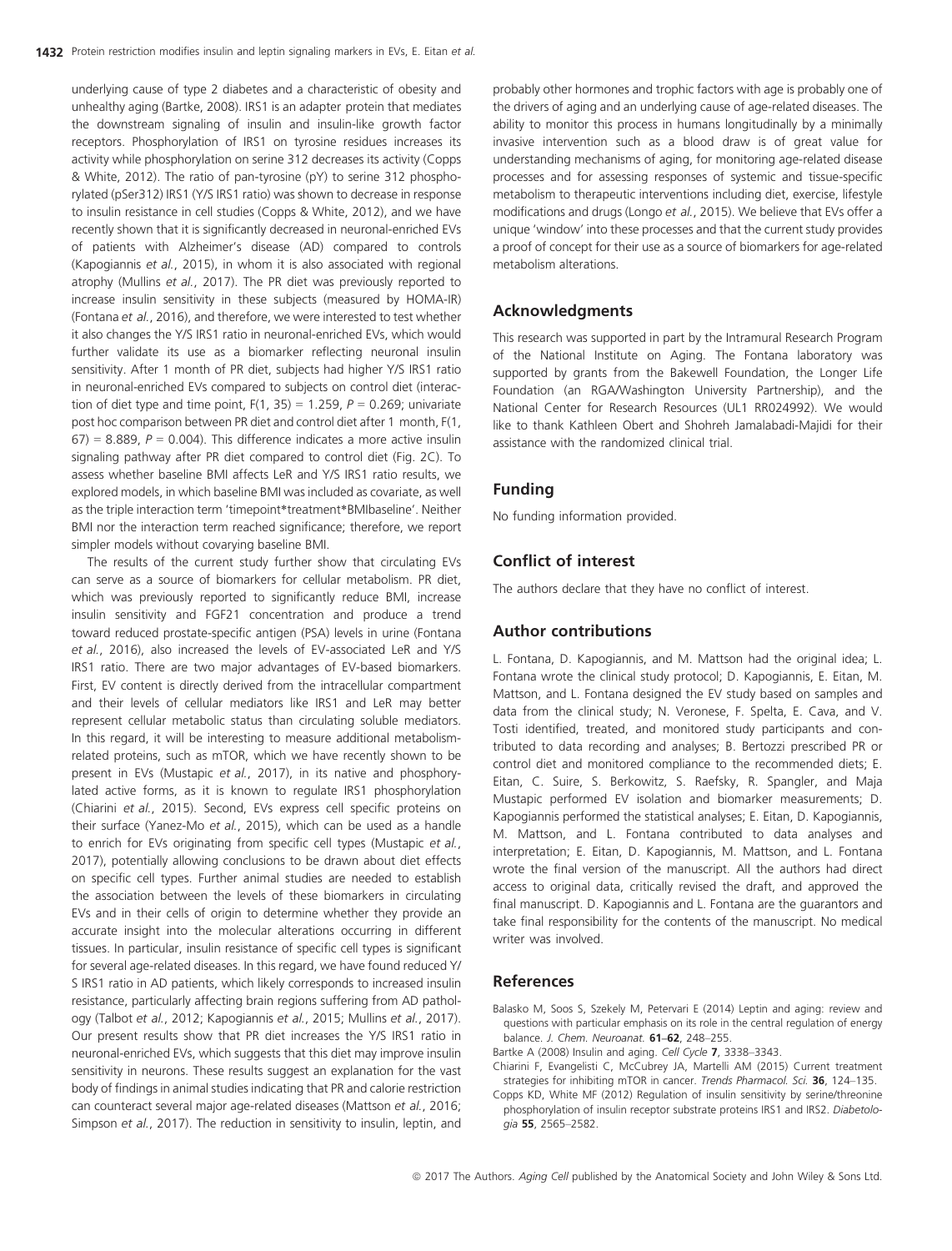underlying cause of type 2 diabetes and a characteristic of obesity and unhealthy aging (Bartke, 2008). IRS1 is an adapter protein that mediates the downstream signaling of insulin and insulin-like growth factor receptors. Phosphorylation of IRS1 on tyrosine residues increases its activity while phosphorylation on serine 312 decreases its activity (Copps & White, 2012). The ratio of pan-tyrosine (pY) to serine 312 phosphorylated (pSer312) IRS1 (Y/S IRS1 ratio) was shown to decrease in response to insulin resistance in cell studies (Copps & White, 2012), and we have recently shown that it is significantly decreased in neuronal-enriched EVs of patients with Alzheimer's disease (AD) compared to controls (Kapogiannis *et al.*, 2015), in whom it is also associated with regional atrophy (Mullins *et al.*, 2017). The PR diet was previously reported to increase insulin sensitivity in these subjects (measured by HOMA-IR) (Fontana *et al.*, 2016), and therefore, we were interested to test whether it also changes the Y/S IRS1 ratio in neuronal-enriched EVs, which would further validate its use as a biomarker reflecting neuronal insulin sensitivity. After 1 month of PR diet, subjects had higher Y/S IRS1 ratio in neuronal-enriched EVs compared to subjects on control diet (interaction of diet type and time point, $F(1, 35) = 1.259$, $P = 0.269$; univariate post hoc comparison between PR diet and control diet after 1 month, $F(1, 67) = 8.889$, $P = 0.004$). This difference indicates a more active insulin signaling pathway after PR diet compared to control diet (Fig. 2C). To assess whether baseline BMI affects LeR and Y/S IRS1 ratio results, we explored models, in which baseline BMI was included as covariate, as well as the triple interaction term 'timepoint*treatment*BMIbaseline'. Neither BMI nor the interaction term reached significance; therefore, we report simpler models without covarying baseline BMI.

The results of the current study further show that circulating EVs can serve as a source of biomarkers for cellular metabolism. PR diet, which was previously reported to significantly reduce BMI, increase insulin sensitivity and FGF21 concentration and produce a trend toward reduced prostate-specific antigen (PSA) levels in urine (Fontana *et al.*, 2016), also increased the levels of EV-associated LeR and Y/S IRS1 ratio. There are two major advantages of EV-based biomarkers. First, EV content is directly derived from the intracellular compartment and their levels of cellular mediators like IRS1 and LeR may better represent cellular metabolic status than circulating soluble mediators. In this regard, it will be interesting to measure additional metabolism-related proteins, such as mTOR, which we have recently shown to be present in EVs (Mustapic *et al.*, 2017), in its native and phosphorylated active forms, as it is known to regulate IRS1 phosphorylation (Chiarini *et al.*, 2015). Second, EVs express cell specific proteins on their surface (Yanez-Mo *et al.*, 2015), which can be used as a handle to enrich for EVs originating from specific cell types (Mustapic *et al.*, 2017), potentially allowing conclusions to be drawn about diet effects on specific cell types. Further animal studies are needed to establish the association between the levels of these biomarkers in circulating EVs and in their cells of origin to determine whether they provide an accurate insight into the molecular alterations occurring in different tissues. In particular, insulin resistance of specific cell types is significant for several age-related diseases. In this regard, we have found reduced Y/S IRS1 ratio in AD patients, which likely corresponds to increased insulin resistance, particularly affecting brain regions suffering from AD pathology (Talbot *et al.*, 2012; Kapogiannis *et al.*, 2015; Mullins *et al.*, 2017). Our present results show that PR diet increases the Y/S IRS1 ratio in neuronal-enriched EVs, which suggests that this diet may improve insulin sensitivity in neurons. These results suggest an explanation for the vast body of findings in animal studies indicating that PR and calorie restriction can counteract several major age-related diseases (Mattson *et al.*, 2016; Simpson *et al.*, 2017). The reduction in sensitivity to insulin, leptin, and probably other hormones and trophic factors with age is probably one of the drivers of aging and an underlying cause of age-related diseases. The ability to monitor this process in humans longitudinally by a minimally invasive intervention such as a blood draw is of great value for understanding mechanisms of aging, for monitoring age-related disease processes and for assessing responses of systemic and tissue-specific metabolism to therapeutic interventions including diet, exercise, lifestyle modifications and drugs (Longo *et al.*, 2015). We believe that EVs offer a unique 'window' into these processes and that the current study provides a proof of concept for their use as a source of biomarkers for age-related metabolism alterations.

## Acknowledgments

This research was supported in part by the Intramural Research Program of the National Institute on Aging. The Fontana laboratory was supported by grants from the Bakewell Foundation, the Longer Life Foundation (an RGA/Washington University Partnership), and the National Center for Research Resources (UL1 RR024992). We would like to thank Kathleen Obert and Shohreh Jamalabadi-Majidi for their assistance with the randomized clinical trial.

## Funding

No funding information provided.

## Conflict of interest

The authors declare that they have no conflict of interest.

## Author contributions

L. Fontana, D. Kapogiannis, and M. Mattson had the original idea; L. Fontana wrote the clinical study protocol; D. Kapogiannis, E. Eitan, M. Mattson, and L. Fontana designed the EV study based on samples and data from the clinical study; N. Veronese, F. Spelta, E. Cava, and V. Tosti identified, treated, and monitored study participants and contributed to data recording and analyses; B. Bertozzi prescribed PR or control diet and monitored compliance to the recommended diets; E. Eitan, C. Suire, S. Berkowitz, S. Raefsky, R. Spangler, and Maja Mustapic performed EV isolation and biomarker measurements; D. Kapogiannis performed the statistical analyses; E. Eitan, D. Kapogiannis, M. Mattson, and L. Fontana contributed to data analyses and interpretation; E. Eitan, D. Kapogiannis, M. Mattson, and L. Fontana wrote the final version of the manuscript. All the authors had direct access to original data, critically revised the draft, and approved the final manuscript. D. Kapogiannis and L. Fontana are the guarantors and take final responsibility for the contents of the manuscript. No medical writer was involved.

## References

Balasko M, Soos S, Szekely M, Petervari E (2014) Leptin and aging: review and questions with particular emphasis on its role in the central regulation of energy balance. *J. Chem. Neuroanat.* **61–62**, 248–255.

Bartke A (2008) Insulin and aging. *Cell Cycle* **7**, 3338–3343.

Chiarini F, Evangelisti C, McCubrey JA, Martelli AM (2015) Current treatment strategies for inhibiting mTOR in cancer. *Trends Pharmacol. Sci.* **36**, 124–135.

Copps KD, White MF (2012) Regulation of insulin sensitivity by serine/threonine phosphorylation of insulin receptor substrate proteins IRS1 and IRS2. *Diabetologia* **55**, 2565–2582.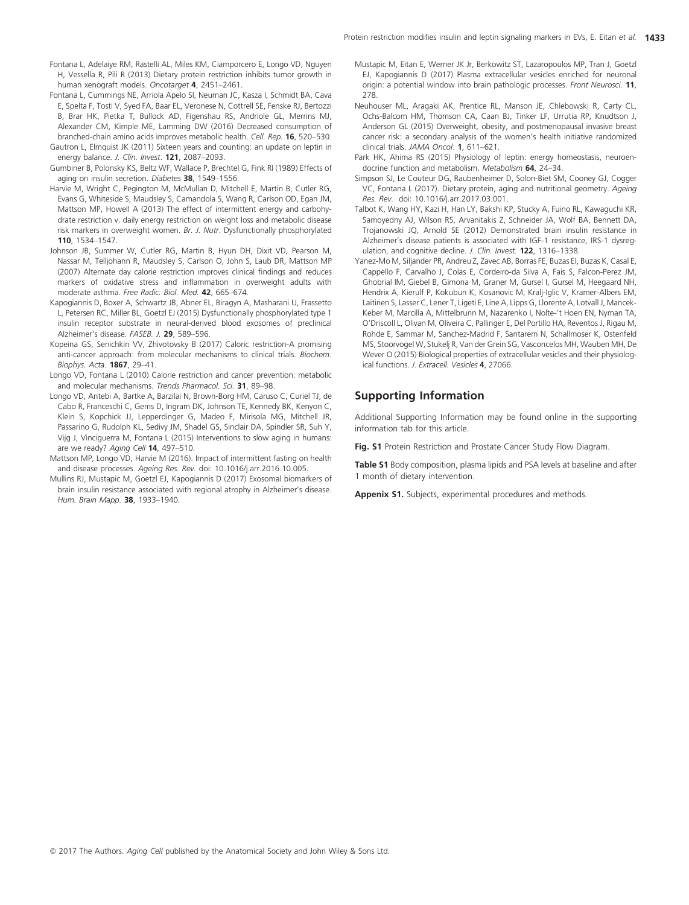Fontana L, Adelaiye RM, Rastelli AL, Miles KM, Ciamporcero E, Longo VD, Nguyen H, Vessella R, Pili R (2013) Dietary protein restriction inhibits tumor growth in human xenograft models. *Oncotarget* **4**, 2451–2461.

Fontana L, Cummings NE, Arriola Apelo SI, Neuman JC, Kasza I, Schmidt BA, Cava E, Spelta F, Tosti V, Syed FA, Baar EL, Veronese N, Cottrell SE, Fenske RJ, Bertozzi B, Brar HK, Pietka T, Bullock AD, Figenshau RS, Andriole GL, Merrins MJ, Alexander CM, Kimple ME, Lamming DW (2016) Decreased consumption of branched-chain amino acids improves metabolic health. *Cell. Rep.* **16**, 520–530.

Gautron L, Elmquist JK (2011) Sixteen years and counting: an update on leptin in energy balance. *J. Clin. Invest.* **121**, 2087–2093.

Gumbiner B, Polonsky KS, Beltz WF, Wallace P, Brechtel G, Fink RI (1989) Effects of aging on insulin secretion. *Diabetes* **38**, 1549–1556.

Harvie M, Wright C, Pegington M, McMullan D, Mitchell E, Martin B, Cutler RG, Evans G, Whiteside S, Maudsley S, Camandola S, Wang R, Carlson OD, Egan JM, Mattson MP, Howell A (2013) The effect of intermittent energy and carbohydrate restriction v. daily energy restriction on weight loss and metabolic disease risk markers in overweight women. *Br. J. Nutr*. Dysfunctionally phosphorylated **110**, 1534–1547.

Johnson JB, Summer W, Cutler RG, Martin B, Hyun DH, Dixit VD, Pearson M, Nassar M, Telljohann R, Maudsley S, Carlson O, John S, Laub DR, Mattson MP (2007) Alternate day calorie restriction improves clinical findings and reduces markers of oxidative stress and inflammation in overweight adults with moderate asthma. *Free Radic. Biol. Med.* **42**, 665–674.

Kapogiannis D, Boxer A, Schwartz JB, Abner EL, Biragyn A, Masharani U, Frassetto L, Petersen RC, Miller BL, Goetzl EJ (2015) Dysfunctionally phosphorylated type 1 insulin receptor substrate in neural-derived blood exosomes of preclinical Alzheimer's disease. *FASEB. J.* **29**, 589–596.

Kopeina GS, Senichkin VV, Zhivotovsky B (2017) Caloric restriction-A promising anti-cancer approach: from molecular mechanisms to clinical trials. *Biochem. Biophys. Acta.* **1867**, 29–41.

Longo VD, Fontana L (2010) Calorie restriction and cancer prevention: metabolic and molecular mechanisms. *Trends Pharmacol. Sci.* **31**, 89–98.

Longo VD, Antebi A, Bartke A, Barzilai N, Brown-Borg HM, Caruso C, Curiel TJ, de Cabo R, Franceschi C, Gems D, Ingram DK, Johnson TE, Kennedy BK, Kenyon C, Klein S, Kopchick JJ, Lepperdinger G, Madeo F, Mirisola MG, Mitchell JR, Passarino G, Rudolph KL, Sedivy JM, Shadel GS, Sinclair DA, Spindler SR, Suh Y, Vijg J, Vinciguerra M, Fontana L (2015) Interventions to slow aging in humans: are we ready? *Aging Cell* **14**, 497–510.

Mattson MP, Longo VD, Harvie M (2016). Impact of intermittent fasting on health and disease processes. *Ageing Res. Rev.* doi: 10.1016/j.arr.2016.10.005.

Mullins RJ, Mustapic M, Goetzl EJ, Kapogiannis D (2017) Exosomal biomarkers of brain insulin resistance associated with regional atrophy in Alzheimer's disease. *Hum. Brain Mapp.* **38**, 1933–1940.

Mustapic M, Eitan E, Werner JK Jr, Berkowitz ST, Lazaropoulos MP, Tran J, Goetzl EJ, Kapogiannis D (2017) Plasma extracellular vesicles enriched for neuronal origin: a potential window into brain pathologic processes. *Front Neurosci*. **11**, 278.

Neuhouser ML, Aragaki AK, Prentice RL, Manson JE, Chlebowski R, Carty CL, Ochs-Balcom HM, Thomson CA, Caan BJ, Tinker LF, Urrutia RP, Knudtson J, Anderson GL (2015) Overweight, obesity, and postmenopausal invasive breast cancer risk: a secondary analysis of the women's health initiative randomized clinical trials. *JAMA Oncol*. **1**, 611–621.

Park HK, Ahima RS (2015) Physiology of leptin: energy homeostasis, neuroendocrine function and metabolism. *Metabolism* **64**, 24–34.

Simpson SJ, Le Couteur DG, Raubenheimer D, Solon-Biet SM, Cooney GJ, Cogger VC, Fontana L (2017). Dietary protein, aging and nutritional geometry. *Ageing Res. Rev.* doi: 10.1016/j.arr.2017.03.001.

Talbot K, Wang HY, Kazi H, Han LY, Bakshi KP, Stucky A, Fuino RL, Kawaguchi KR, Samoyedny AJ, Wilson RS, Arvanitakis Z, Schneider JA, Wolf BA, Bennett DA, Trojanowski JQ, Arnold SE (2012) Demonstrated brain insulin resistance in Alzheimer's disease patients is associated with IGF-1 resistance, IRS-1 dysregulation, and cognitive decline. *J. Clin. Invest.* **122**, 1316–1338.

Yanez-Mo M, Siljander PR, Andreu Z, Zavec AB, Borras FE, Buzas EI, Buzas K, Casal E, Cappello F, Carvalho J, Colas E, Cordeiro-da Silva A, Fais S, Falcon-Perez JM, Ghobrial IM, Giebel B, Gimona M, Graner M, Gursel I, Gursel M, Heegaard NH, Hendrix A, Kierulf P, Kokubun K, Kosanovic M, Kralj-Iglic V, Kramer-Albers EM, Laitinen S, Lasser C, Lener T, Ligeti E, Line A, Lipps G, Llorente A, Lotvall J, Mancek-Keber M, Marcilla A, Mittelbrunn M, Nazarenko I, Nolte-'t Hoen EN, Nyman TA, O'Driscoll L, Olivan M, Oliveira C, Pallinger E, Del Portillo HA, Reventos J, Rigau M, Rohde E, Sammar M, Sanchez-Madrid F, Santarem N, Schallmoser K, Ostenfeld MS, Stoorvogel W, Stukelj R, Van der Grein SG, Vasconcelos MH, Wauben MH, De Wever O (2015) Biological properties of extracellular vesicles and their physiological functions. *J. Extracell. Vesicles* **4**, 27066.

## Supporting Information

Additional Supporting Information may be found online in the supporting information tab for this article.

**Fig. S1** Protein Restriction and Prostate Cancer Study Flow Diagram.

**Table S1** Body composition, plasma lipids and PSA levels at baseline and after 1 month of dietary intervention.

**Appenix S1.** Subjects, experimental procedures and methods.